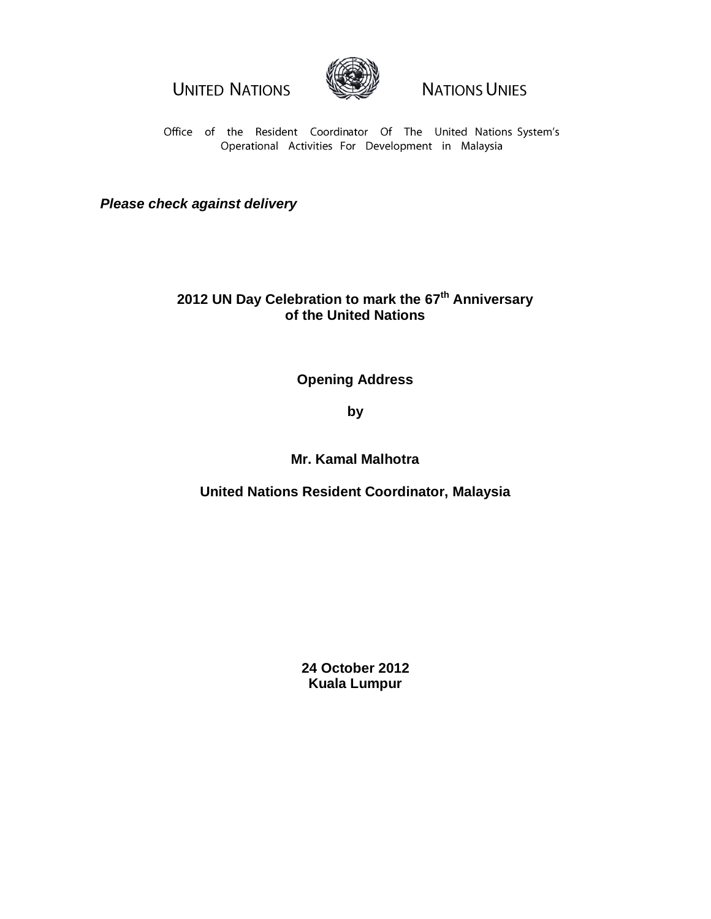UNITED NATIONS NATIONS UNIES

Office of the Resident Coordinator Of The United Nations System's Operational Activities For Development in Malaysia

***Please check against delivery***

**2012 UN Day Celebration to mark the 67th Anniversary of the United Nations**

**Opening Address**

**by**

**Mr. Kamal Malhotra**

**United Nations Resident Coordinator, Malaysia**

**24 October 2012**
**Kuala Lumpur**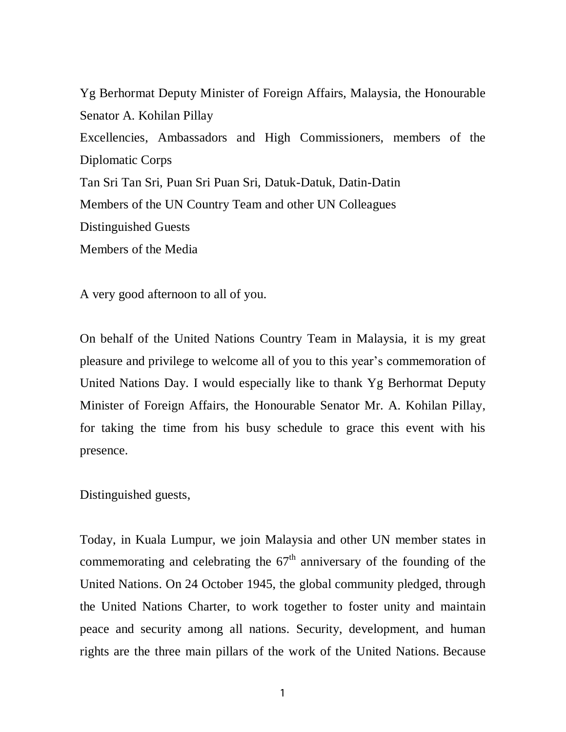Yg Berhormat Deputy Minister of Foreign Affairs, Malaysia, the Honourable Senator A. Kohilan Pillay

Excellencies, Ambassadors and High Commissioners, members of the Diplomatic Corps

Tan Sri Tan Sri, Puan Sri Puan Sri, Datuk-Datuk, Datin-Datin

Members of the UN Country Team and other UN Colleagues

Distinguished Guests

Members of the Media

A very good afternoon to all of you.

On behalf of the United Nations Country Team in Malaysia, it is my great pleasure and privilege to welcome all of you to this year's commemoration of United Nations Day. I would especially like to thank Yg Berhormat Deputy Minister of Foreign Affairs, the Honourable Senator Mr. A. Kohilan Pillay, for taking the time from his busy schedule to grace this event with his presence.

Distinguished guests,

Today, in Kuala Lumpur, we join Malaysia and other UN member states in commemorating and celebrating the 67th anniversary of the founding of the United Nations. On 24 October 1945, the global community pledged, through the United Nations Charter, to work together to foster unity and maintain peace and security among all nations. Security, development, and human rights are the three main pillars of the work of the United Nations. Because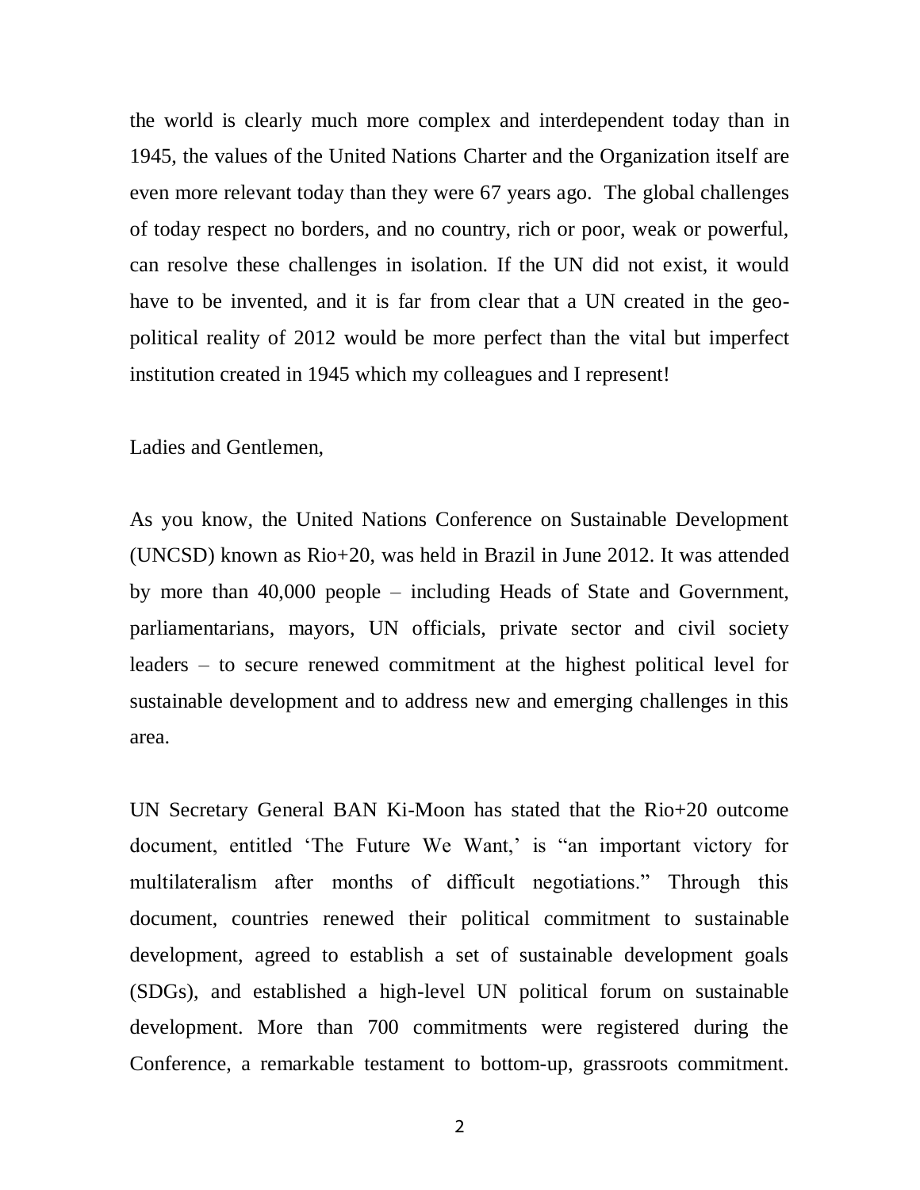the world is clearly much more complex and interdependent today than in 1945, the values of the United Nations Charter and the Organization itself are even more relevant today than they were 67 years ago. The global challenges of today respect no borders, and no country, rich or poor, weak or powerful, can resolve these challenges in isolation. If the UN did not exist, it would have to be invented, and it is far from clear that a UN created in the geo-political reality of 2012 would be more perfect than the vital but imperfect institution created in 1945 which my colleagues and I represent!

Ladies and Gentlemen,

As you know, the United Nations Conference on Sustainable Development (UNCSD) known as Rio+20, was held in Brazil in June 2012. It was attended by more than 40,000 people – including Heads of State and Government, parliamentarians, mayors, UN officials, private sector and civil society leaders – to secure renewed commitment at the highest political level for sustainable development and to address new and emerging challenges in this area.

UN Secretary General BAN Ki-Moon has stated that the Rio+20 outcome document, entitled 'The Future We Want,' is "an important victory for multilateralism after months of difficult negotiations." Through this document, countries renewed their political commitment to sustainable development, agreed to establish a set of sustainable development goals (SDGs), and established a high-level UN political forum on sustainable development. More than 700 commitments were registered during the Conference, a remarkable testament to bottom-up, grassroots commitment.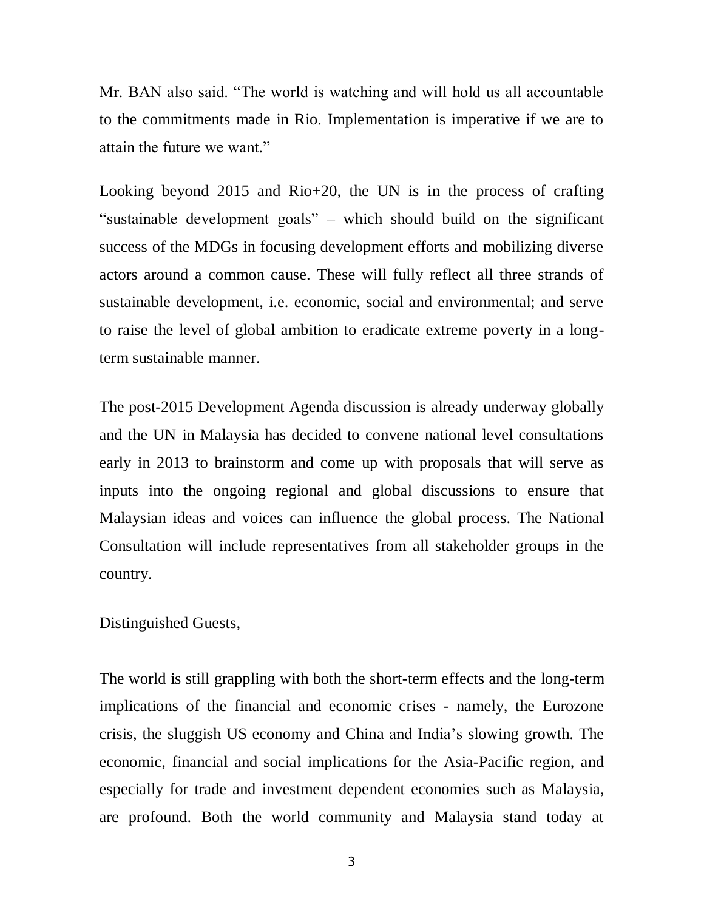Mr. BAN also said. "The world is watching and will hold us all accountable to the commitments made in Rio. Implementation is imperative if we are to attain the future we want."

Looking beyond 2015 and Rio+20, the UN is in the process of crafting "sustainable development goals" – which should build on the significant success of the MDGs in focusing development efforts and mobilizing diverse actors around a common cause. These will fully reflect all three strands of sustainable development, i.e. economic, social and environmental; and serve to raise the level of global ambition to eradicate extreme poverty in a long-term sustainable manner.

The post-2015 Development Agenda discussion is already underway globally and the UN in Malaysia has decided to convene national level consultations early in 2013 to brainstorm and come up with proposals that will serve as inputs into the ongoing regional and global discussions to ensure that Malaysian ideas and voices can influence the global process. The National Consultation will include representatives from all stakeholder groups in the country.

Distinguished Guests,

The world is still grappling with both the short-term effects and the long-term implications of the financial and economic crises - namely, the Eurozone crisis, the sluggish US economy and China and India's slowing growth. The economic, financial and social implications for the Asia-Pacific region, and especially for trade and investment dependent economies such as Malaysia, are profound. Both the world community and Malaysia stand today at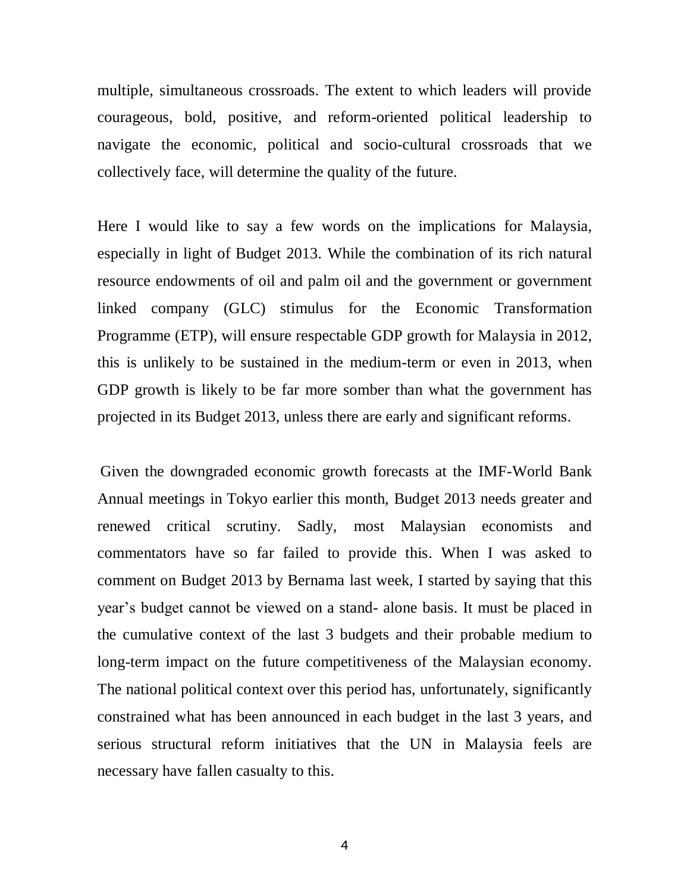multiple, simultaneous crossroads. The extent to which leaders will provide courageous, bold, positive, and reform-oriented political leadership to navigate the economic, political and socio-cultural crossroads that we collectively face, will determine the quality of the future.

Here I would like to say a few words on the implications for Malaysia, especially in light of Budget 2013. While the combination of its rich natural resource endowments of oil and palm oil and the government or government linked company (GLC) stimulus for the Economic Transformation Programme (ETP), will ensure respectable GDP growth for Malaysia in 2012, this is unlikely to be sustained in the medium-term or even in 2013, when GDP growth is likely to be far more somber than what the government has projected in its Budget 2013, unless there are early and significant reforms.

Given the downgraded economic growth forecasts at the IMF-World Bank Annual meetings in Tokyo earlier this month, Budget 2013 needs greater and renewed critical scrutiny. Sadly, most Malaysian economists and commentators have so far failed to provide this. When I was asked to comment on Budget 2013 by Bernama last week, I started by saying that this year's budget cannot be viewed on a stand- alone basis. It must be placed in the cumulative context of the last 3 budgets and their probable medium to long-term impact on the future competitiveness of the Malaysian economy. The national political context over this period has, unfortunately, significantly constrained what has been announced in each budget in the last 3 years, and serious structural reform initiatives that the UN in Malaysia feels are necessary have fallen casualty to this.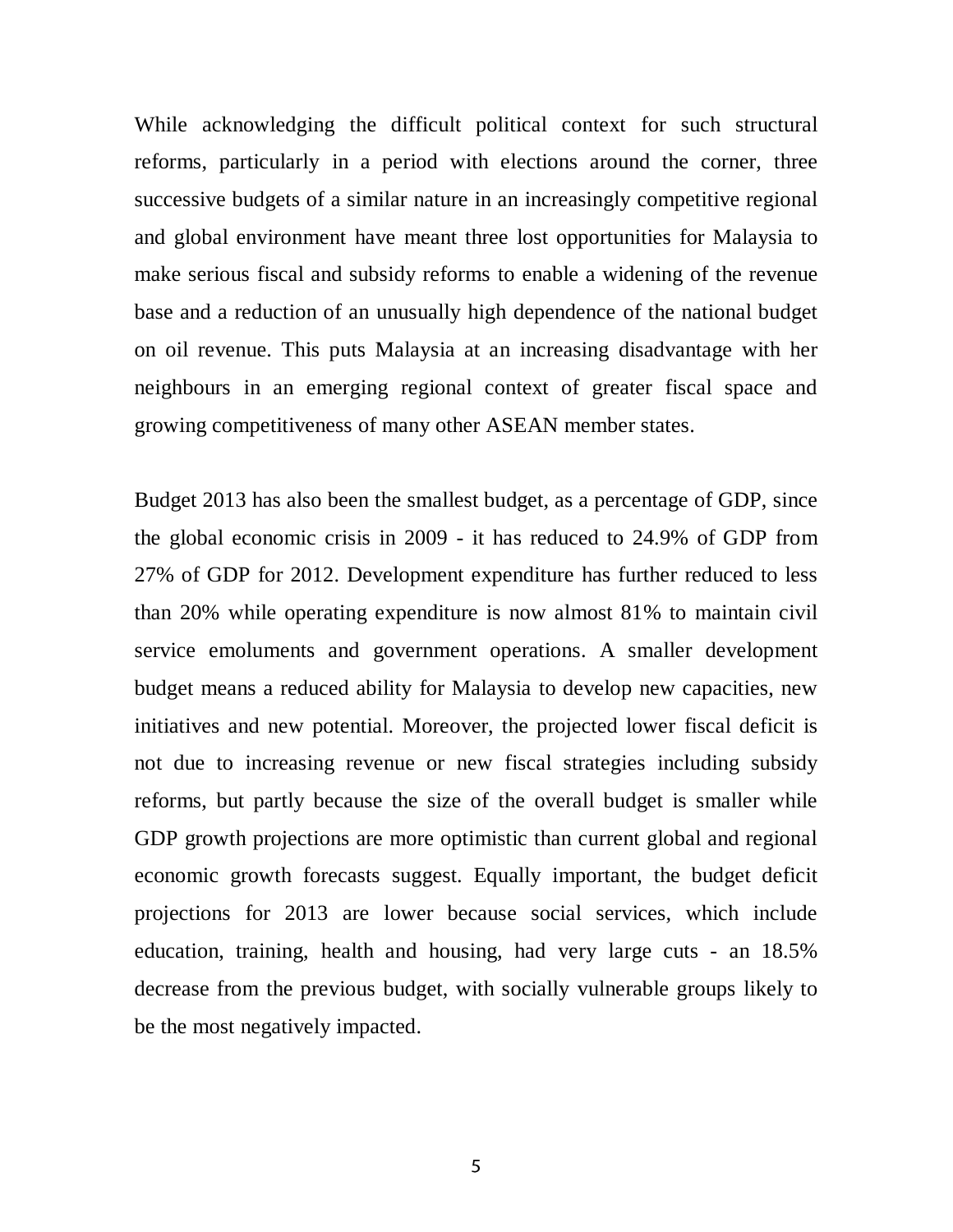While acknowledging the difficult political context for such structural reforms, particularly in a period with elections around the corner, three successive budgets of a similar nature in an increasingly competitive regional and global environment have meant three lost opportunities for Malaysia to make serious fiscal and subsidy reforms to enable a widening of the revenue base and a reduction of an unusually high dependence of the national budget on oil revenue. This puts Malaysia at an increasing disadvantage with her neighbours in an emerging regional context of greater fiscal space and growing competitiveness of many other ASEAN member states.

Budget 2013 has also been the smallest budget, as a percentage of GDP, since the global economic crisis in 2009 - it has reduced to 24.9% of GDP from 27% of GDP for 2012. Development expenditure has further reduced to less than 20% while operating expenditure is now almost 81% to maintain civil service emoluments and government operations. A smaller development budget means a reduced ability for Malaysia to develop new capacities, new initiatives and new potential. Moreover, the projected lower fiscal deficit is not due to increasing revenue or new fiscal strategies including subsidy reforms, but partly because the size of the overall budget is smaller while GDP growth projections are more optimistic than current global and regional economic growth forecasts suggest. Equally important, the budget deficit projections for 2013 are lower because social services, which include education, training, health and housing, had very large cuts - an 18.5% decrease from the previous budget, with socially vulnerable groups likely to be the most negatively impacted.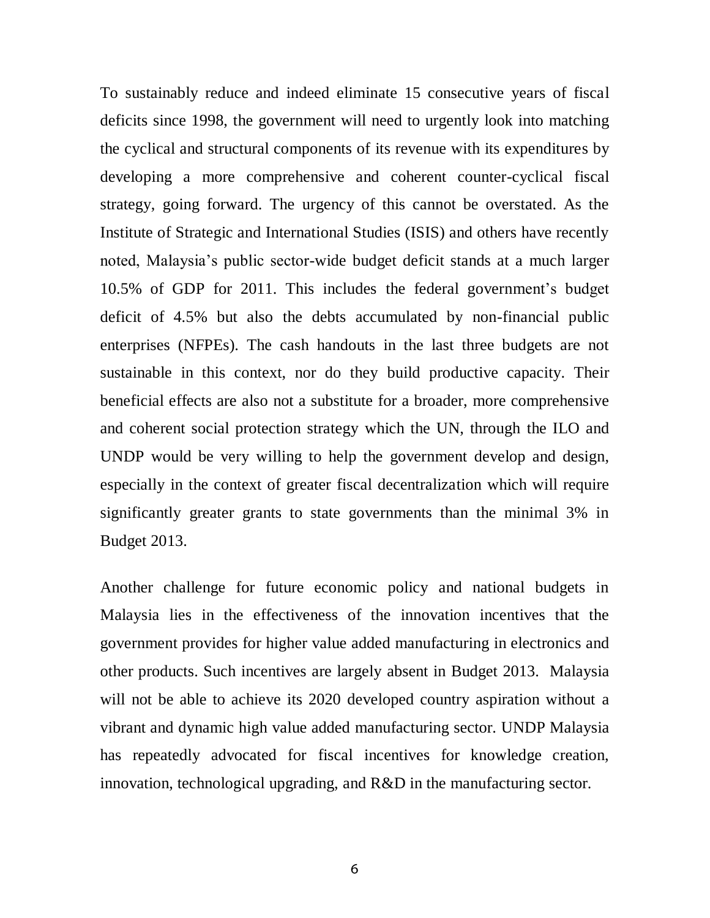To sustainably reduce and indeed eliminate 15 consecutive years of fiscal deficits since 1998, the government will need to urgently look into matching the cyclical and structural components of its revenue with its expenditures by developing a more comprehensive and coherent counter-cyclical fiscal strategy, going forward. The urgency of this cannot be overstated. As the Institute of Strategic and International Studies (ISIS) and others have recently noted, Malaysia's public sector-wide budget deficit stands at a much larger 10.5% of GDP for 2011. This includes the federal government's budget deficit of 4.5% but also the debts accumulated by non-financial public enterprises (NFPEs). The cash handouts in the last three budgets are not sustainable in this context, nor do they build productive capacity. Their beneficial effects are also not a substitute for a broader, more comprehensive and coherent social protection strategy which the UN, through the ILO and UNDP would be very willing to help the government develop and design, especially in the context of greater fiscal decentralization which will require significantly greater grants to state governments than the minimal 3% in Budget 2013.

Another challenge for future economic policy and national budgets in Malaysia lies in the effectiveness of the innovation incentives that the government provides for higher value added manufacturing in electronics and other products. Such incentives are largely absent in Budget 2013. Malaysia will not be able to achieve its 2020 developed country aspiration without a vibrant and dynamic high value added manufacturing sector. UNDP Malaysia has repeatedly advocated for fiscal incentives for knowledge creation, innovation, technological upgrading, and R&D in the manufacturing sector.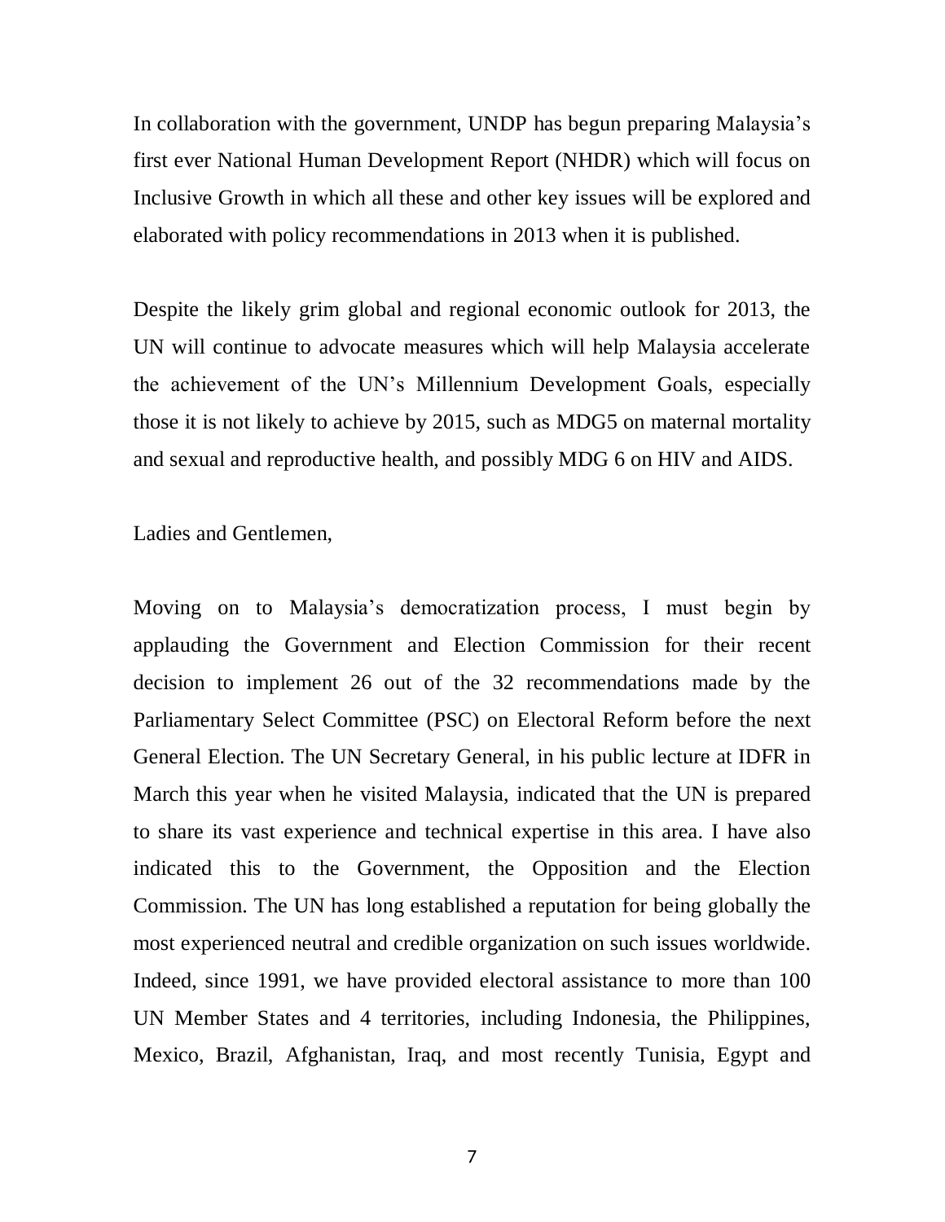In collaboration with the government, UNDP has begun preparing Malaysia's first ever National Human Development Report (NHDR) which will focus on Inclusive Growth in which all these and other key issues will be explored and elaborated with policy recommendations in 2013 when it is published.

Despite the likely grim global and regional economic outlook for 2013, the UN will continue to advocate measures which will help Malaysia accelerate the achievement of the UN's Millennium Development Goals, especially those it is not likely to achieve by 2015, such as MDG5 on maternal mortality and sexual and reproductive health, and possibly MDG 6 on HIV and AIDS.

Ladies and Gentlemen,

Moving on to Malaysia's democratization process, I must begin by applauding the Government and Election Commission for their recent decision to implement 26 out of the 32 recommendations made by the Parliamentary Select Committee (PSC) on Electoral Reform before the next General Election. The UN Secretary General, in his public lecture at IDFR in March this year when he visited Malaysia, indicated that the UN is prepared to share its vast experience and technical expertise in this area. I have also indicated this to the Government, the Opposition and the Election Commission. The UN has long established a reputation for being globally the most experienced neutral and credible organization on such issues worldwide. Indeed, since 1991, we have provided electoral assistance to more than 100 UN Member States and 4 territories, including Indonesia, the Philippines, Mexico, Brazil, Afghanistan, Iraq, and most recently Tunisia, Egypt and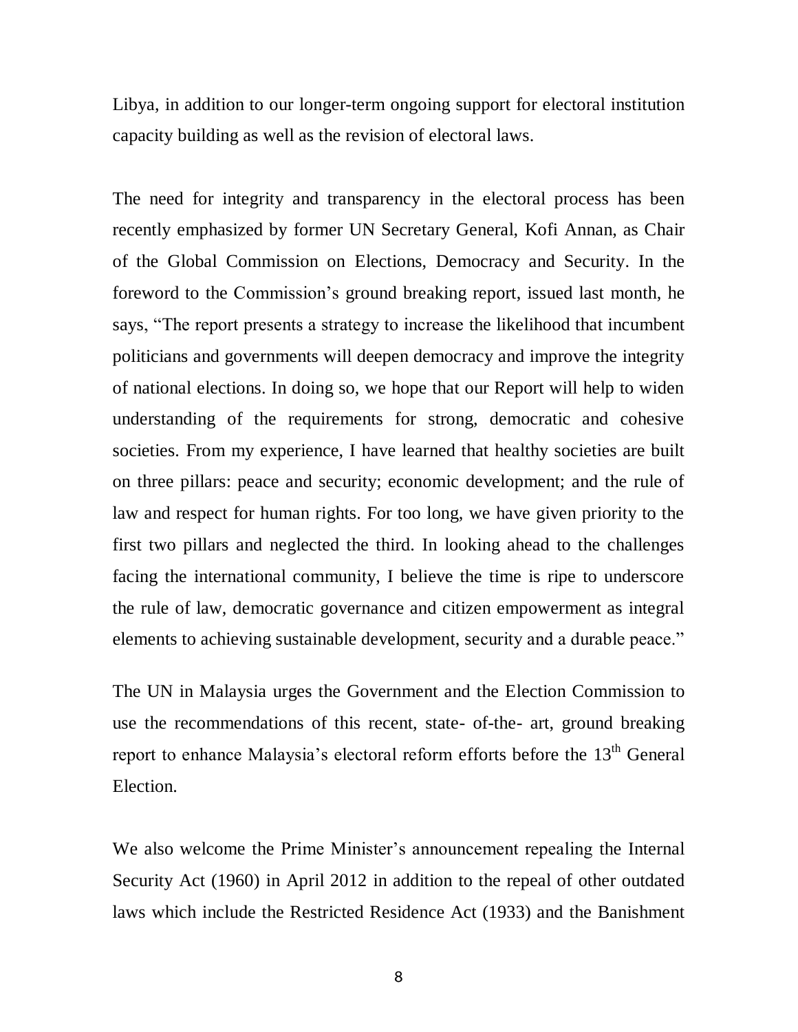Libya, in addition to our longer-term ongoing support for electoral institution capacity building as well as the revision of electoral laws.

The need for integrity and transparency in the electoral process has been recently emphasized by former UN Secretary General, Kofi Annan, as Chair of the Global Commission on Elections, Democracy and Security. In the foreword to the Commission's ground breaking report, issued last month, he says, "The report presents a strategy to increase the likelihood that incumbent politicians and governments will deepen democracy and improve the integrity of national elections. In doing so, we hope that our Report will help to widen understanding of the requirements for strong, democratic and cohesive societies. From my experience, I have learned that healthy societies are built on three pillars: peace and security; economic development; and the rule of law and respect for human rights. For too long, we have given priority to the first two pillars and neglected the third. In looking ahead to the challenges facing the international community, I believe the time is ripe to underscore the rule of law, democratic governance and citizen empowerment as integral elements to achieving sustainable development, security and a durable peace."

The UN in Malaysia urges the Government and the Election Commission to use the recommendations of this recent, state- of-the- art, ground breaking report to enhance Malaysia's electoral reform efforts before the 13th General Election.

We also welcome the Prime Minister's announcement repealing the Internal Security Act (1960) in April 2012 in addition to the repeal of other outdated laws which include the Restricted Residence Act (1933) and the Banishment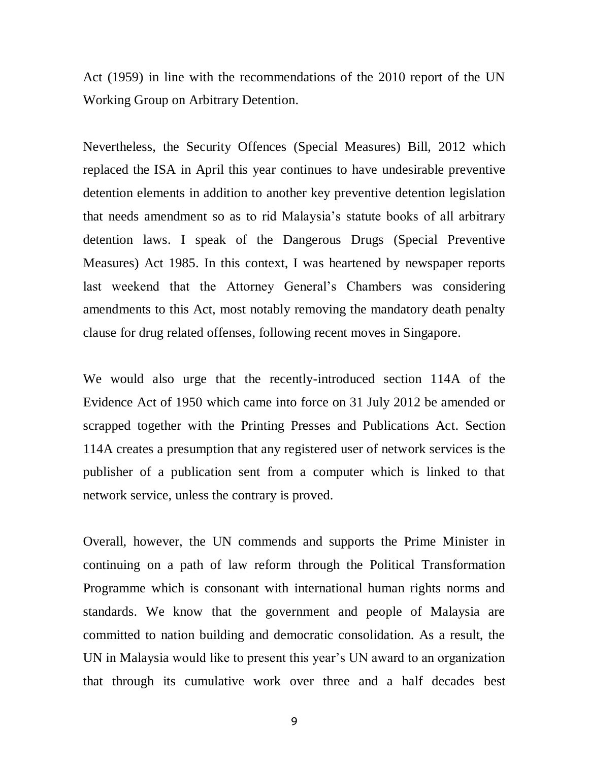Act (1959) in line with the recommendations of the 2010 report of the UN Working Group on Arbitrary Detention.

Nevertheless, the Security Offences (Special Measures) Bill, 2012 which replaced the ISA in April this year continues to have undesirable preventive detention elements in addition to another key preventive detention legislation that needs amendment so as to rid Malaysia's statute books of all arbitrary detention laws. I speak of the Dangerous Drugs (Special Preventive Measures) Act 1985. In this context, I was heartened by newspaper reports last weekend that the Attorney General's Chambers was considering amendments to this Act, most notably removing the mandatory death penalty clause for drug related offenses, following recent moves in Singapore.

We would also urge that the recently-introduced section 114A of the Evidence Act of 1950 which came into force on 31 July 2012 be amended or scrapped together with the Printing Presses and Publications Act. Section 114A creates a presumption that any registered user of network services is the publisher of a publication sent from a computer which is linked to that network service, unless the contrary is proved.

Overall, however, the UN commends and supports the Prime Minister in continuing on a path of law reform through the Political Transformation Programme which is consonant with international human rights norms and standards. We know that the government and people of Malaysia are committed to nation building and democratic consolidation. As a result, the UN in Malaysia would like to present this year's UN award to an organization that through its cumulative work over three and a half decades best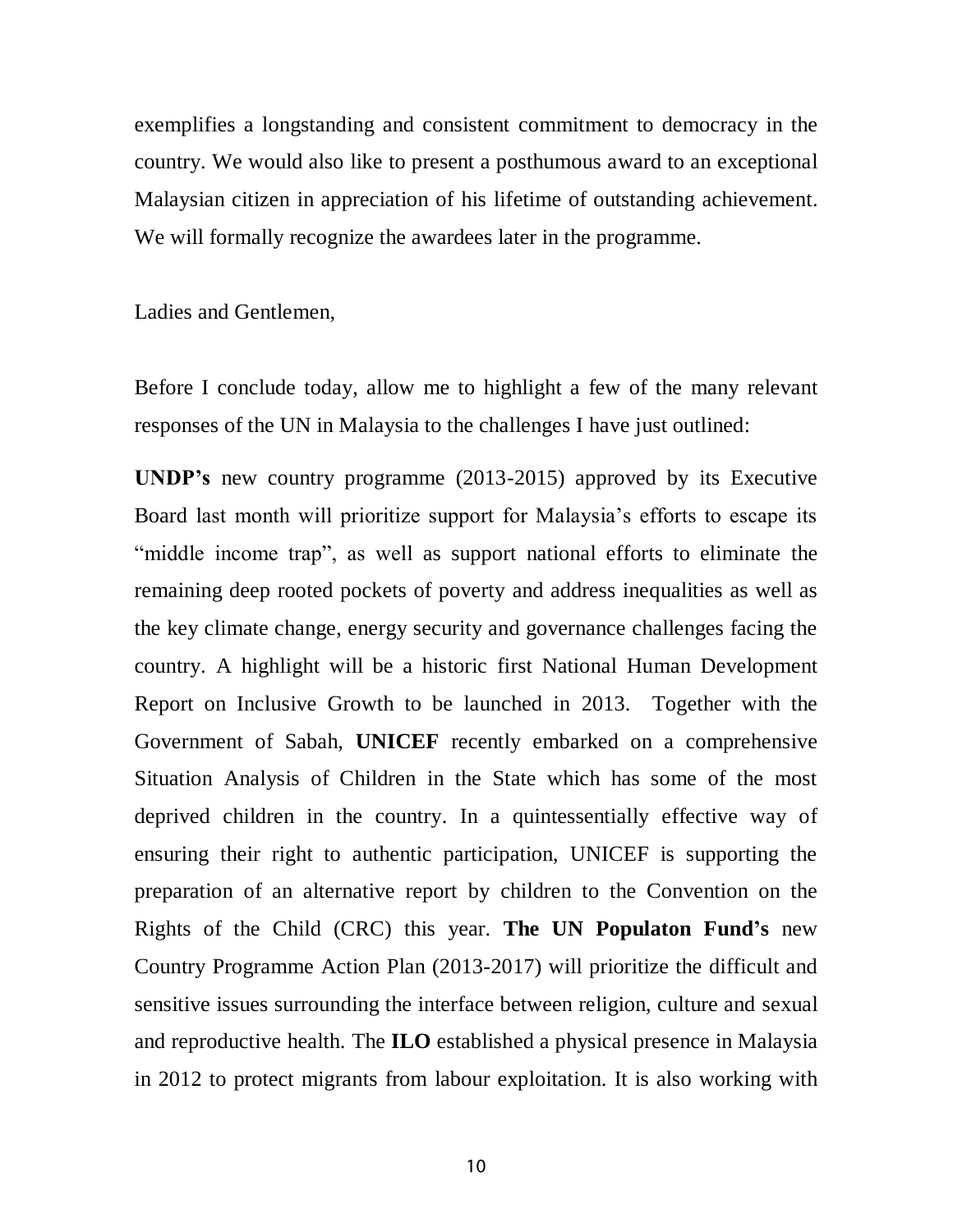exemplifies a longstanding and consistent commitment to democracy in the country. We would also like to present a posthumous award to an exceptional Malaysian citizen in appreciation of his lifetime of outstanding achievement. We will formally recognize the awardees later in the programme.

Ladies and Gentlemen,

Before I conclude today, allow me to highlight a few of the many relevant responses of the UN in Malaysia to the challenges I have just outlined:

**UNDP's** new country programme (2013-2015) approved by its Executive Board last month will prioritize support for Malaysia's efforts to escape its "middle income trap", as well as support national efforts to eliminate the remaining deep rooted pockets of poverty and address inequalities as well as the key climate change, energy security and governance challenges facing the country. A highlight will be a historic first National Human Development Report on Inclusive Growth to be launched in 2013. Together with the Government of Sabah, **UNICEF** recently embarked on a comprehensive Situation Analysis of Children in the State which has some of the most deprived children in the country. In a quintessentially effective way of ensuring their right to authentic participation, UNICEF is supporting the preparation of an alternative report by children to the Convention on the Rights of the Child (CRC) this year. **The UN Populaton Fund's** new Country Programme Action Plan (2013-2017) will prioritize the difficult and sensitive issues surrounding the interface between religion, culture and sexual and reproductive health. The **ILO** established a physical presence in Malaysia in 2012 to protect migrants from labour exploitation. It is also working with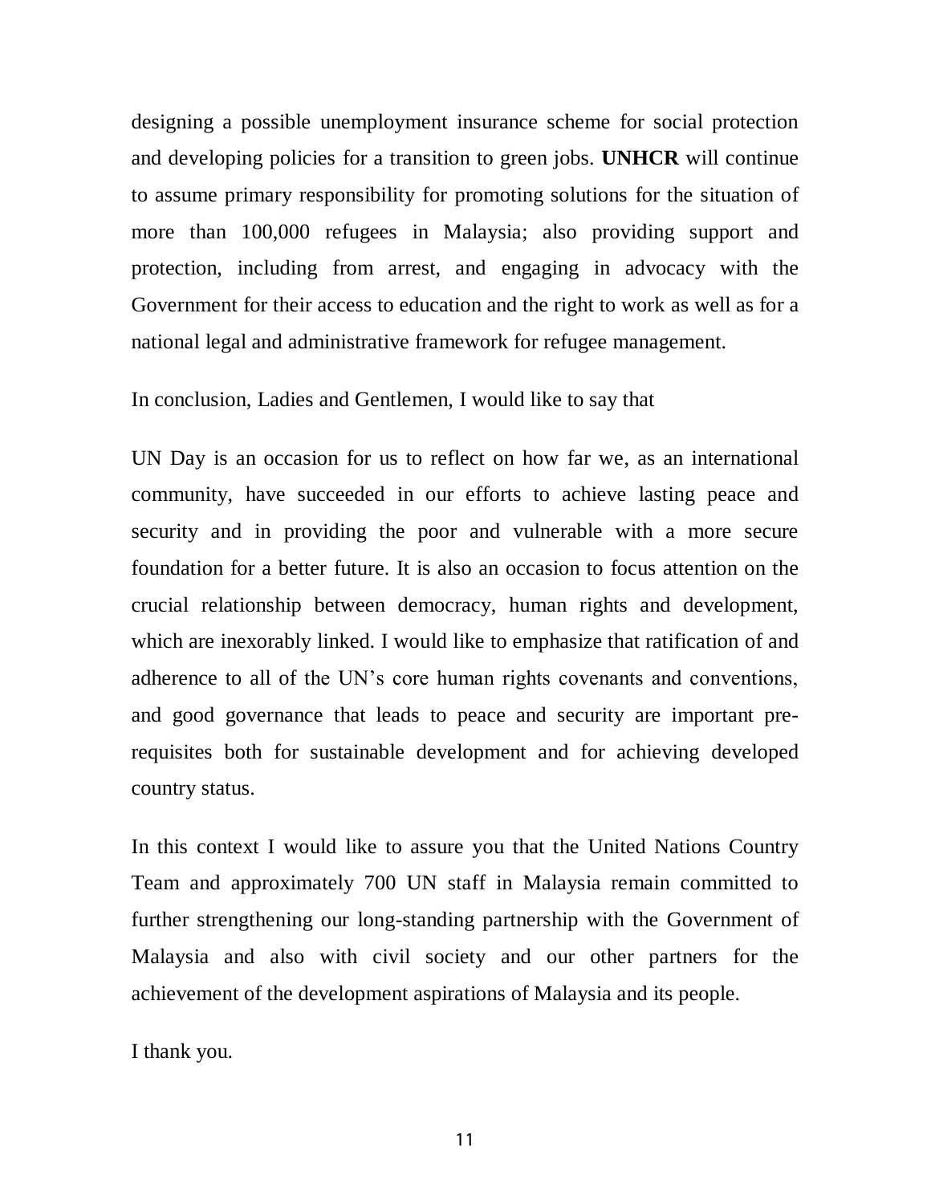designing a possible unemployment insurance scheme for social protection and developing policies for a transition to green jobs. **UNHCR** will continue to assume primary responsibility for promoting solutions for the situation of more than 100,000 refugees in Malaysia; also providing support and protection, including from arrest, and engaging in advocacy with the Government for their access to education and the right to work as well as for a national legal and administrative framework for refugee management.

In conclusion, Ladies and Gentlemen, I would like to say that

UN Day is an occasion for us to reflect on how far we, as an international community, have succeeded in our efforts to achieve lasting peace and security and in providing the poor and vulnerable with a more secure foundation for a better future. It is also an occasion to focus attention on the crucial relationship between democracy, human rights and development, which are inexorably linked. I would like to emphasize that ratification of and adherence to all of the UN's core human rights covenants and conventions, and good governance that leads to peace and security are important pre-requisites both for sustainable development and for achieving developed country status.

In this context I would like to assure you that the United Nations Country Team and approximately 700 UN staff in Malaysia remain committed to further strengthening our long-standing partnership with the Government of Malaysia and also with civil society and our other partners for the achievement of the development aspirations of Malaysia and its people.

I thank you.